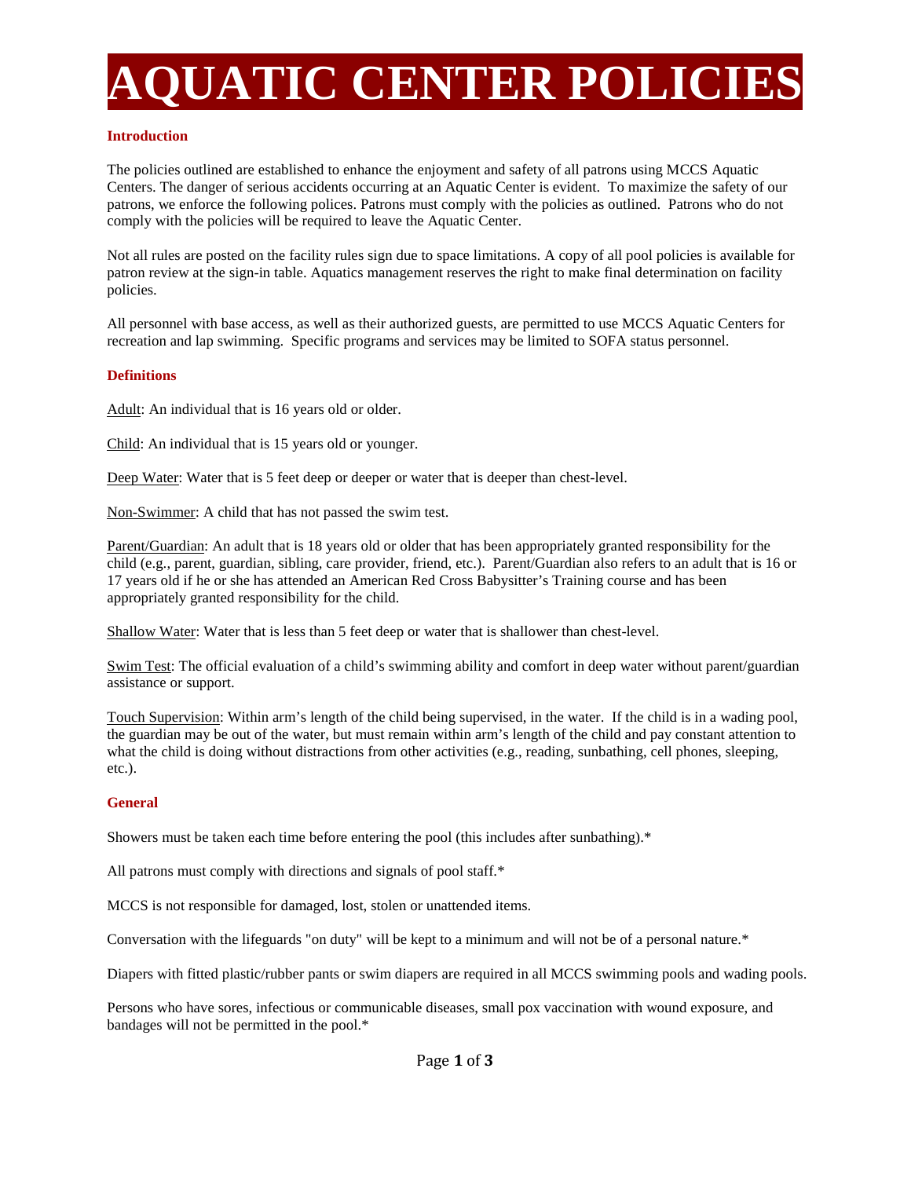# AQUATIC CENTER POLICIES

## Introduction

The policies outlined are established to enhance the enjoyment and safety of all patrons using MCCS Aquatic Centers. The danger of serious accidents occurring at an Aquatic Center is evident. To maximize the safety of our patrons, we enforce the following polices. Patrons must comply with the policies as outlined. Patrons who do not comply with the policies will be required to leave the Aquatic Center.

Not all rules are posted on the facility rules sign due to space limitations. A copy of all pool policies is available for patron review at the sign-in table. Aquatics management reserves the right to make final determination on facility policies.

All personnel with base access, as well as their authorized guests, are permitted to use MCCS Aquatic Centers for recreation and lap swimming. Specific programs and services may be limited to SOFA status personnel.

## Definitions

Adult: An individual that is 16 years old or older.

Child: An individual that is 15 years old or younger.

Deep Water: Water that is 5 feet deep or deeper or water that is deeper than chest-level.

Non-Swimmer: A child that has not passed the swim test.

Parent/Guardian: An adult that is 18 years old or older that has been appropriately granted responsibility for the child (e.g., parent, guardian, sibling, care provider, friend, etc.). Parent/Guardian also refers to an adult that is 16 or 17 years old if he or she has attended an American Red Cross Babysitter's Training course and has been appropriately granted responsibility for the child.

Shallow Water: Water that is less than 5 feet deep or water that is shallower than chest-level.

Swim Test: The official evaluation of a child's swimming ability and comfort in deep water without parent/guardian assistance or support.

Touch Supervision: Within arm's length of the child being supervised, in the water. If the child is in a wading pool, the guardian may be out of the water, but must remain within arm's length of the child and pay constant attention to what the child is doing without distractions from other activities (e.g., reading, sunbathing, cell phones, sleeping, etc.).

## General

Showers must be taken each time before entering the pool (this includes after sunbathing).*

All patrons must comply with directions and signals of pool staff.*

MCCS is not responsible for damaged, lost, stolen or unattended items.

Conversation with the lifeguards "on duty" will be kept to a minimum and will not be of a personal nature.*

Diapers with fitted plastic/rubber pants or swim diapers are required in all MCCS swimming pools and wading pools.

Persons who have sores, infectious or communicable diseases, small pox vaccination with wound exposure, and bandages will not be permitted in the pool.*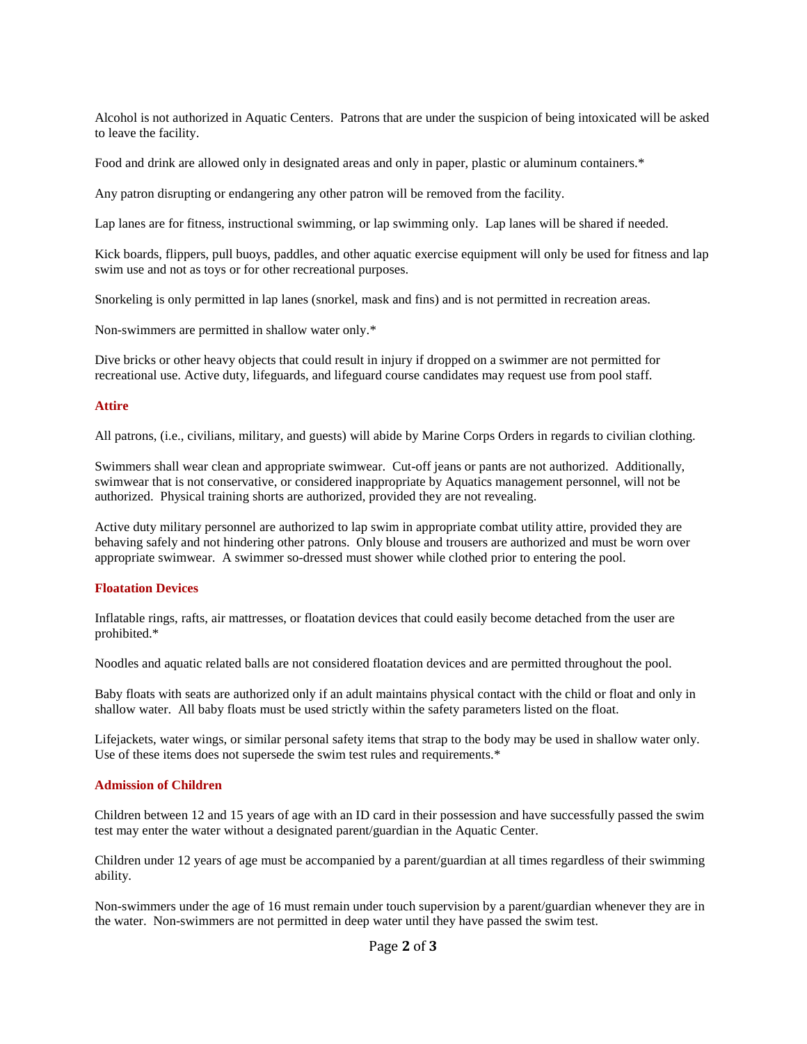Alcohol is not authorized in Aquatic Centers.  Patrons that are under the suspicion of being intoxicated will be asked to leave the facility.

Food and drink are allowed only in designated areas and only in paper, plastic or aluminum containers.*

Any patron disrupting or endangering any other patron will be removed from the facility.

Lap lanes are for fitness, instructional swimming, or lap swimming only.  Lap lanes will be shared if needed.

Kick boards, flippers, pull buoys, paddles, and other aquatic exercise equipment will only be used for fitness and lap swim use and not as toys or for other recreational purposes.

Snorkeling is only permitted in lap lanes (snorkel, mask and fins) and is not permitted in recreation areas.

Non-swimmers are permitted in shallow water only.*

Dive bricks or other heavy objects that could result in injury if dropped on a swimmer are not permitted for recreational use. Active duty, lifeguards, and lifeguard course candidates may request use from pool staff.

### Attire

All patrons, (i.e., civilians, military, and guests) will abide by Marine Corps Orders in regards to civilian clothing.

Swimmers shall wear clean and appropriate swimwear.  Cut-off jeans or pants are not authorized.  Additionally, swimwear that is not conservative, or considered inappropriate by Aquatics management personnel, will not be authorized.  Physical training shorts are authorized, provided they are not revealing.

Active duty military personnel are authorized to lap swim in appropriate combat utility attire, provided they are behaving safely and not hindering other patrons.  Only blouse and trousers are authorized and must be worn over appropriate swimwear.  A swimmer so-dressed must shower while clothed prior to entering the pool.

### Floatation Devices

Inflatable rings, rafts, air mattresses, or floatation devices that could easily become detached from the user are prohibited.*

Noodles and aquatic related balls are not considered floatation devices and are permitted throughout the pool.

Baby floats with seats are authorized only if an adult maintains physical contact with the child or float and only in shallow water.  All baby floats must be used strictly within the safety parameters listed on the float.

Lifejackets, water wings, or similar personal safety items that strap to the body may be used in shallow water only. Use of these items does not supersede the swim test rules and requirements.*

### Admission of Children

Children between 12 and 15 years of age with an ID card in their possession and have successfully passed the swim test may enter the water without a designated parent/guardian in the Aquatic Center.

Children under 12 years of age must be accompanied by a parent/guardian at all times regardless of their swimming ability.

Non-swimmers under the age of 16 must remain under touch supervision by a parent/guardian whenever they are in the water.  Non-swimmers are not permitted in deep water until they have passed the swim test.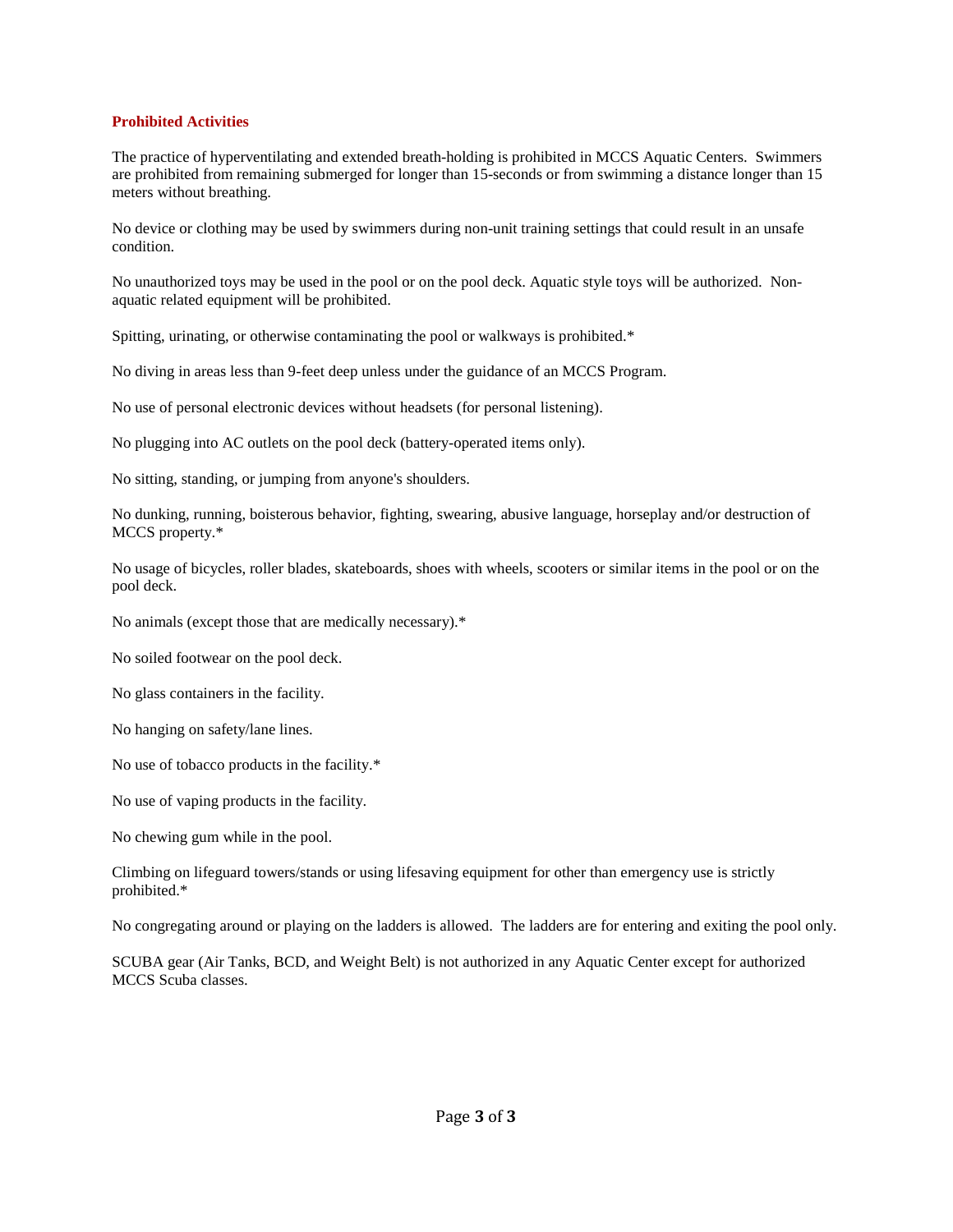### Prohibited Activities

The practice of hyperventilating and extended breath-holding is prohibited in MCCS Aquatic Centers. Swimmers are prohibited from remaining submerged for longer than 15-seconds or from swimming a distance longer than 15 meters without breathing.

No device or clothing may be used by swimmers during non-unit training settings that could result in an unsafe condition.

No unauthorized toys may be used in the pool or on the pool deck. Aquatic style toys will be authorized. Non-aquatic related equipment will be prohibited.

Spitting, urinating, or otherwise contaminating the pool or walkways is prohibited.*

No diving in areas less than 9-feet deep unless under the guidance of an MCCS Program.

No use of personal electronic devices without headsets (for personal listening).

No plugging into AC outlets on the pool deck (battery-operated items only).

No sitting, standing, or jumping from anyone's shoulders.

No dunking, running, boisterous behavior, fighting, swearing, abusive language, horseplay and/or destruction of MCCS property.*

No usage of bicycles, roller blades, skateboards, shoes with wheels, scooters or similar items in the pool or on the pool deck.

No animals (except those that are medically necessary).*

No soiled footwear on the pool deck.

No glass containers in the facility.

No hanging on safety/lane lines.

No use of tobacco products in the facility.*

No use of vaping products in the facility.

No chewing gum while in the pool.

Climbing on lifeguard towers/stands or using lifesaving equipment for other than emergency use is strictly prohibited.*

No congregating around or playing on the ladders is allowed. The ladders are for entering and exiting the pool only.

SCUBA gear (Air Tanks, BCD, and Weight Belt) is not authorized in any Aquatic Center except for authorized MCCS Scuba classes.